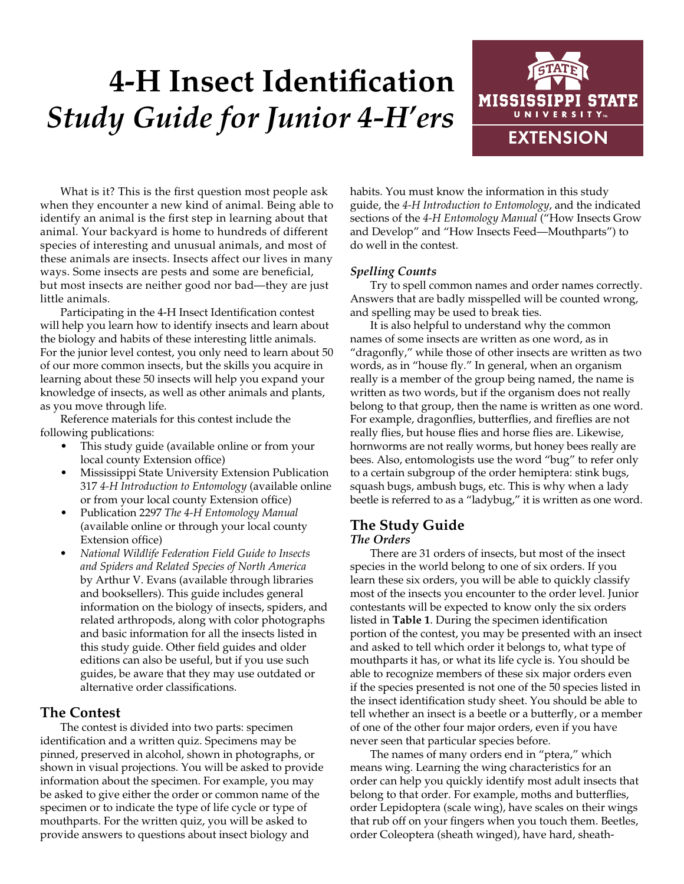# 4-H Insect Identification
## *Study Guide for Junior 4-H'ers*

What is it? This is the first question most people ask when they encounter a new kind of animal. Being able to identify an animal is the first step in learning about that animal. Your backyard is home to hundreds of different species of interesting and unusual animals, and most of these animals are insects. Insects affect our lives in many ways. Some insects are pests and some are beneficial, but most insects are neither good nor bad—they are just little animals.

Participating in the 4-H Insect Identification contest will help you learn how to identify insects and learn about the biology and habits of these interesting little animals. For the junior level contest, you only need to learn about 50 of our more common insects, but the skills you acquire in learning about these 50 insects will help you expand your knowledge of insects, as well as other animals and plants, as you move through life.

Reference materials for this contest include the following publications:

- This study guide (available online or from your local county Extension office)
- Mississippi State University Extension Publication 317 *4-H Introduction to Entomology* (available online or from your local county Extension office)
- Publication 2297 *The 4-H Entomology Manual* (available online or through your local county Extension office)
- *National Wildlife Federation Field Guide to Insects and Spiders and Related Species of North America* by Arthur V. Evans (available through libraries and booksellers). This guide includes general information on the biology of insects, spiders, and related arthropods, along with color photographs and basic information for all the insects listed in this study guide. Other field guides and older editions can also be useful, but if you use such guides, be aware that they may use outdated or alternative order classifications.

## The Contest

The contest is divided into two parts: specimen identification and a written quiz. Specimens may be pinned, preserved in alcohol, shown in photographs, or shown in visual projections. You will be asked to provide information about the specimen. For example, you may be asked to give either the order or common name of the specimen or to indicate the type of life cycle or type of mouthparts. For the written quiz, you will be asked to provide answers to questions about insect biology and habits. You must know the information in this study guide, the *4-H Introduction to Entomology*, and the indicated sections of the *4-H Entomology Manual* ("How Insects Grow and Develop" and "How Insects Feed—Mouthparts") to do well in the contest.

### *Spelling Counts*

Try to spell common names and order names correctly. Answers that are badly misspelled will be counted wrong, and spelling may be used to break ties.

It is also helpful to understand why the common names of some insects are written as one word, as in "dragonfly," while those of other insects are written as two words, as in "house fly." In general, when an organism really is a member of the group being named, the name is written as two words, but if the organism does not really belong to that group, then the name is written as one word. For example, dragonflies, butterflies, and fireflies are not really flies, but house flies and horse flies are. Likewise, hornworms are not really worms, but honey bees really are bees. Also, entomologists use the word "bug" to refer only to a certain subgroup of the order hemiptera: stink bugs, squash bugs, ambush bugs, etc. This is why when a lady beetle is referred to as a "ladybug," it is written as one word.

## The Study Guide

### *The Orders*

There are 31 orders of insects, but most of the insect species in the world belong to one of six orders. If you learn these six orders, you will be able to quickly classify most of the insects you encounter to the order level. Junior contestants will be expected to know only the six orders listed in **Table 1**. During the specimen identification portion of the contest, you may be presented with an insect and asked to tell which order it belongs to, what type of mouthparts it has, or what its life cycle is. You should be able to recognize members of these six major orders even if the species presented is not one of the 50 species listed in the insect identification study sheet. You should be able to tell whether an insect is a beetle or a butterfly, or a member of one of the other four major orders, even if you have never seen that particular species before.

The names of many orders end in "ptera," which means wing. Learning the wing characteristics for an order can help you quickly identify most adult insects that belong to that order. For example, moths and butterflies, order Lepidoptera (scale wing), have scales on their wings that rub off on your fingers when you touch them. Beetles, order Coleoptera (sheath winged), have hard, sheath-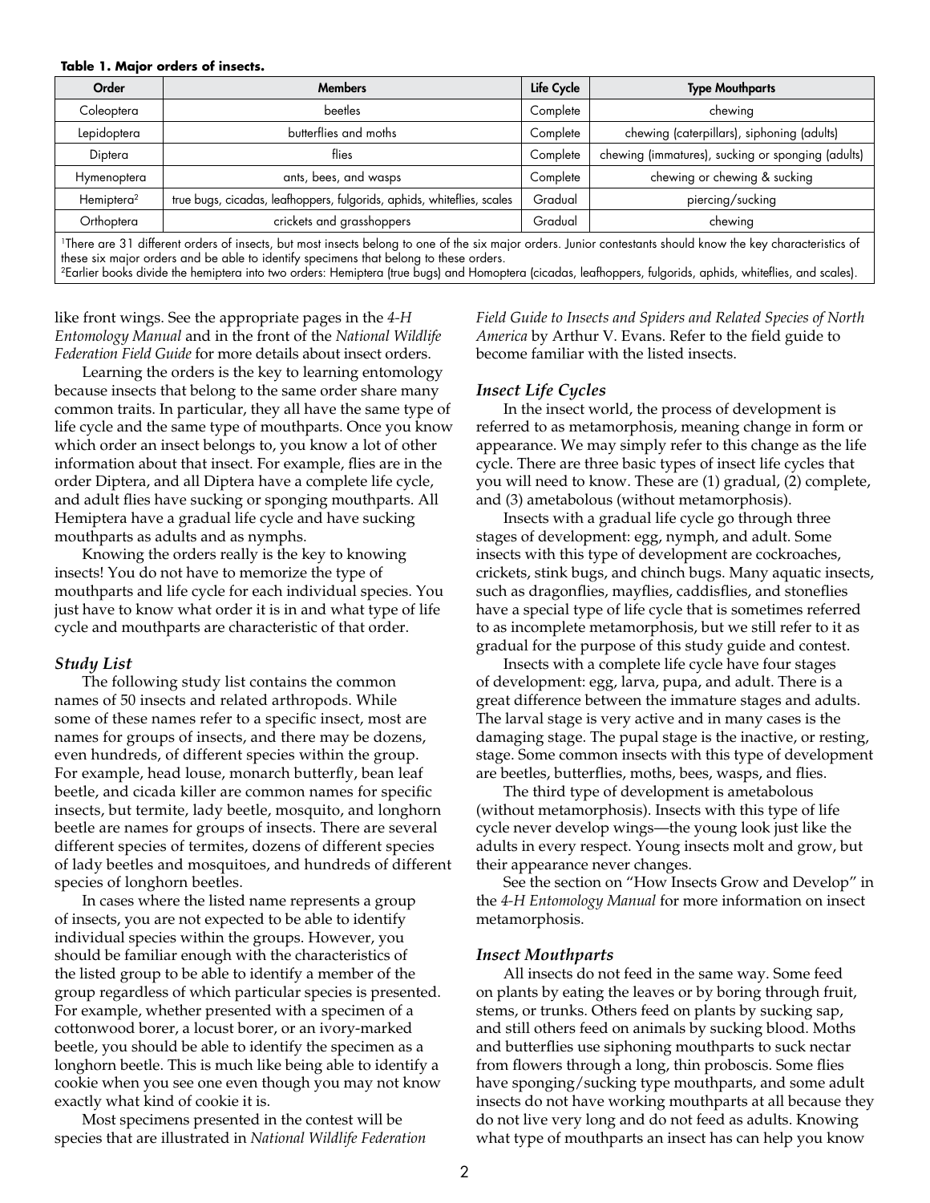**Table 1. Major orders of insects.**

| Order | Members | Life Cycle | Type Mouthparts |
|---|---|---|---|
| Coleoptera | beetles | Complete | chewing |
| Lepidoptera | butterflies and moths | Complete | chewing (caterpillars), siphoning (adults) |
| Diptera | flies | Complete | chewing (immatures), sucking or sponging (adults) |
| Hymenoptera | ants, bees, and wasps | Complete | chewing or chewing & sucking |
| Hemiptera[2] | true bugs, cicadas, leafhoppers, fulgorids, aphids, whiteflies, scales | Gradual | piercing/sucking |
| Orthoptera | crickets and grasshoppers | Gradual | chewing |

[1]There are 31 different orders of insects, but most insects belong to one of the six major orders. Junior contestants should know the key characteristics of these six major orders and be able to identify specimens that belong to these orders.
[2]Earlier books divide the hemiptera into two orders: Hemiptera (true bugs) and Homoptera (cicadas, leafhoppers, fulgorids, aphids, whiteflies, and scales).

like front wings. See the appropriate pages in the *4-H Entomology Manual* and in the front of the *National Wildlife Federation Field Guide* for more details about insect orders.

Learning the orders is the key to learning entomology because insects that belong to the same order share many common traits. In particular, they all have the same type of life cycle and the same type of mouthparts. Once you know which order an insect belongs to, you know a lot of other information about that insect. For example, flies are in the order Diptera, and all Diptera have a complete life cycle, and adult flies have sucking or sponging mouthparts. All Hemiptera have a gradual life cycle and have sucking mouthparts as adults and as nymphs.

Knowing the orders really is the key to knowing insects! You do not have to memorize the type of mouthparts and life cycle for each individual species. You just have to know what order it is in and what type of life cycle and mouthparts are characteristic of that order.

### *Study List*

The following study list contains the common names of 50 insects and related arthropods. While some of these names refer to a specific insect, most are names for groups of insects, and there may be dozens, even hundreds, of different species within the group. For example, head louse, monarch butterfly, bean leaf beetle, and cicada killer are common names for specific insects, but termite, lady beetle, mosquito, and longhorn beetle are names for groups of insects. There are several different species of termites, dozens of different species of lady beetles and mosquitoes, and hundreds of different species of longhorn beetles.

In cases where the listed name represents a group of insects, you are not expected to be able to identify individual species within the groups. However, you should be familiar enough with the characteristics of the listed group to be able to identify a member of the group regardless of which particular species is presented. For example, whether presented with a specimen of a cottonwood borer, a locust borer, or an ivory-marked beetle, you should be able to identify the specimen as a longhorn beetle. This is much like being able to identify a cookie when you see one even though you may not know exactly what kind of cookie it is.

Most specimens presented in the contest will be species that are illustrated in *National Wildlife Federation Field Guide to Insects and Spiders and Related Species of North America* by Arthur V. Evans. Refer to the field guide to become familiar with the listed insects.

### *Insect Life Cycles*

In the insect world, the process of development is referred to as metamorphosis, meaning change in form or appearance. We may simply refer to this change as the life cycle. There are three basic types of insect life cycles that you will need to know. These are (1) gradual, (2) complete, and (3) ametabolous (without metamorphosis).

Insects with a gradual life cycle go through three stages of development: egg, nymph, and adult. Some insects with this type of development are cockroaches, crickets, stink bugs, and chinch bugs. Many aquatic insects, such as dragonflies, mayflies, caddisflies, and stoneflies have a special type of life cycle that is sometimes referred to as incomplete metamorphosis, but we still refer to it as gradual for the purpose of this study guide and contest.

Insects with a complete life cycle have four stages of development: egg, larva, pupa, and adult. There is a great difference between the immature stages and adults. The larval stage is very active and in many cases is the damaging stage. The pupal stage is the inactive, or resting, stage. Some common insects with this type of development are beetles, butterflies, moths, bees, wasps, and flies.

The third type of development is ametabolous (without metamorphosis). Insects with this type of life cycle never develop wings—the young look just like the adults in every respect. Young insects molt and grow, but their appearance never changes.

See the section on "How Insects Grow and Develop" in the *4-H Entomology Manual* for more information on insect metamorphosis.

### *Insect Mouthparts*

All insects do not feed in the same way. Some feed on plants by eating the leaves or by boring through fruit, stems, or trunks. Others feed on plants by sucking sap, and still others feed on animals by sucking blood. Moths and butterflies use siphoning mouthparts to suck nectar from flowers through a long, thin proboscis. Some flies have sponging/sucking type mouthparts, and some adult insects do not have working mouthparts at all because they do not live very long and do not feed as adults. Knowing what type of mouthparts an insect has can help you know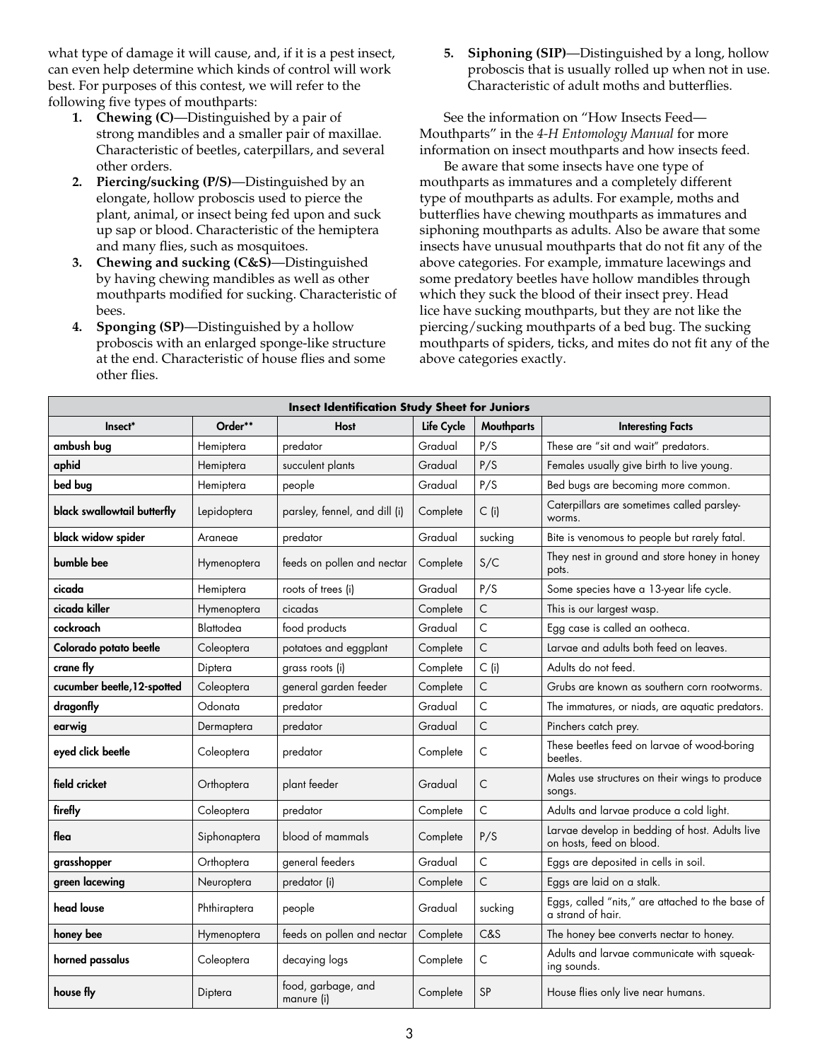what type of damage it will cause, and, if it is a pest insect, can even help determine which kinds of control will work best. For purposes of this contest, we will refer to the following five types of mouthparts:

1. **Chewing (C)**—Distinguished by a pair of strong mandibles and a smaller pair of maxillae. Characteristic of beetles, caterpillars, and several other orders.
2. **Piercing/sucking (P/S)**—Distinguished by an elongate, hollow proboscis used to pierce the plant, animal, or insect being fed upon and suck up sap or blood. Characteristic of the hemiptera and many flies, such as mosquitoes.
3. **Chewing and sucking (C&S)**—Distinguished by having chewing mandibles as well as other mouthparts modified for sucking. Characteristic of bees.
4. **Sponging (SP)**—Distinguished by a hollow proboscis with an enlarged sponge-like structure at the end. Characteristic of house flies and some other flies.
5. **Siphoning (SIP)**—Distinguished by a long, hollow proboscis that is usually rolled up when not in use. Characteristic of adult moths and butterflies.

See the information on "How Insects Feed—Mouthparts" in the *4-H Entomology Manual* for more information on insect mouthparts and how insects feed.

Be aware that some insects have one type of mouthparts as immatures and a completely different type of mouthparts as adults. For example, moths and butterflies have chewing mouthparts as immatures and siphoning mouthparts as adults. Also be aware that some insects have unusual mouthparts that do not fit any of the above categories. For example, immature lacewings and some predatory beetles have hollow mandibles through which they suck the blood of their insect prey. Head lice have sucking mouthparts, but they are not like the piercing/sucking mouthparts of a bed bug. The sucking mouthparts of spiders, ticks, and mites do not fit any of the above categories exactly.

| Insect Identification Study Sheet for Juniors | | | | | |
|---|---|---|---|---|---|
| **Insect*** | **Order**** | **Host** | **Life Cycle** | **Mouthparts** | **Interesting Facts** |
| **ambush bug** | Hemiptera | predator | Gradual | P/S | These are "sit and wait" predators. |
| **aphid** | Hemiptera | succulent plants | Gradual | P/S | Females usually give birth to live young. |
| **bed bug** | Hemiptera | people | Gradual | P/S | Bed bugs are becoming more common. |
| **black swallowtail butterfly** | Lepidoptera | parsley, fennel, and dill (i) | Complete | C (i) | Caterpillars are sometimes called parsley-worms. |
| **black widow spider** | Araneae | predator | Gradual | sucking | Bite is venomous to people but rarely fatal. |
| **bumble bee** | Hymenoptera | feeds on pollen and nectar | Complete | S/C | They nest in ground and store honey in honey pots. |
| **cicada** | Hemiptera | roots of trees (i) | Gradual | P/S | Some species have a 13-year life cycle. |
| **cicada killer** | Hymenoptera | cicadas | Complete | C | This is our largest wasp. |
| **cockroach** | Blattodea | food products | Gradual | C | Egg case is called an ootheca. |
| **Colorado potato beetle** | Coleoptera | potatoes and eggplant | Complete | C | Larvae and adults both feed on leaves. |
| **crane fly** | Diptera | grass roots (i) | Complete | C (i) | Adults do not feed. |
| **cucumber beetle,12-spotted** | Coleoptera | general garden feeder | Complete | C | Grubs are known as southern corn rootworms. |
| **dragonfly** | Odonata | predator | Gradual | C | The immatures, or niads, are aquatic predators. |
| **earwig** | Dermaptera | predator | Gradual | C | Pinchers catch prey. |
| **eyed click beetle** | Coleoptera | predator | Complete | C | These beetles feed on larvae of wood-boring beetles. |
| **field cricket** | Orthoptera | plant feeder | Gradual | C | Males use structures on their wings to produce songs. |
| **firefly** | Coleoptera | predator | Complete | C | Adults and larvae produce a cold light. |
| **flea** | Siphonaptera | blood of mammals | Complete | P/S | Larvae develop in bedding of host. Adults live on hosts, feed on blood. |
| **grasshopper** | Orthoptera | general feeders | Gradual | C | Eggs are deposited in cells in soil. |
| **green lacewing** | Neuroptera | predator (i) | Complete | C | Eggs are laid on a stalk. |
| **head louse** | Phthiraptera | people | Gradual | sucking | Eggs, called "nits," are attached to the base of a strand of hair. |
| **honey bee** | Hymenoptera | feeds on pollen and nectar | Complete | C&S | The honey bee converts nectar to honey. |
| **horned passalus** | Coleoptera | decaying logs | Complete | C | Adults and larvae communicate with squeak-ing sounds. |
| **house fly** | Diptera | food, garbage, and manure (i) | Complete | SP | House flies only live near humans. |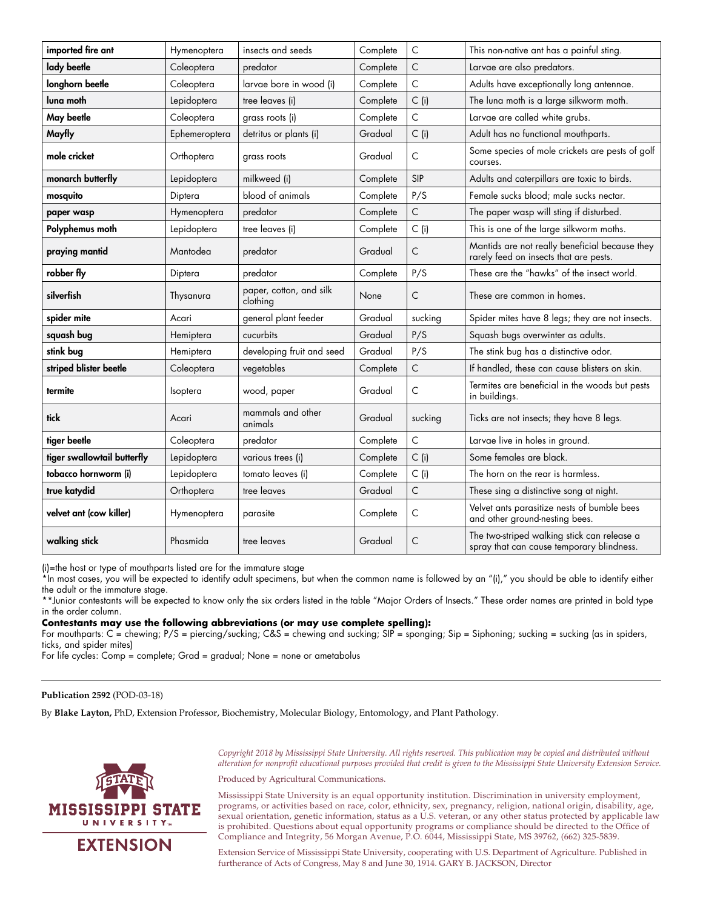| | | | | | |
|---|---|---|---|---|---|
| **imported fire ant** | Hymenoptera | insects and seeds | Complete | C | This non-native ant has a painful sting. |
| **lady beetle** | Coleoptera | predator | Complete | C | Larvae are also predators. |
| **longhorn beetle** | Coleoptera | larvae bore in wood (i) | Complete | C | Adults have exceptionally long antennae. |
| **luna moth** | Lepidoptera | tree leaves (i) | Complete | C (i) | The luna moth is a large silkworm moth. |
| **May beetle** | Coleoptera | grass roots (i) | Complete | C | Larvae are called white grubs. |
| **Mayfly** | Ephemeroptera | detritus or plants (i) | Gradual | C (i) | Adult has no functional mouthparts. |
| **mole cricket** | Orthoptera | grass roots | Gradual | C | Some species of mole crickets are pests of golf courses. |
| **monarch butterfly** | Lepidoptera | milkweed (i) | Complete | SIP | Adults and caterpillars are toxic to birds. |
| **mosquito** | Diptera | blood of animals | Complete | P/S | Female sucks blood; male sucks nectar. |
| **paper wasp** | Hymenoptera | predator | Complete | C | The paper wasp will sting if disturbed. |
| **Polyphemus moth** | Lepidoptera | tree leaves (i) | Complete | C (i) | This is one of the large silkworm moths. |
| **praying mantid** | Mantodea | predator | Gradual | C | Mantids are not really beneficial because they rarely feed on insects that are pests. |
| **robber fly** | Diptera | predator | Complete | P/S | These are the "hawks" of the insect world. |
| **silverfish** | Thysanura | paper, cotton, and silk clothing | None | C | These are common in homes. |
| **spider mite** | Acari | general plant feeder | Gradual | sucking | Spider mites have 8 legs; they are not insects. |
| **squash bug** | Hemiptera | cucurbits | Gradual | P/S | Squash bugs overwinter as adults. |
| **stink bug** | Hemiptera | developing fruit and seed | Gradual | P/S | The stink bug has a distinctive odor. |
| **striped blister beetle** | Coleoptera | vegetables | Complete | C | If handled, these can cause blisters on skin. |
| **termite** | Isoptera | wood, paper | Gradual | C | Termites are beneficial in the woods but pests in buildings. |
| **tick** | Acari | mammals and other animals | Gradual | sucking | Ticks are not insects; they have 8 legs. |
| **tiger beetle** | Coleoptera | predator | Complete | C | Larvae live in holes in ground. |
| **tiger swallowtail butterfly** | Lepidoptera | various trees (i) | Complete | C (i) | Some females are black. |
| **tobacco hornworm (i)** | Lepidoptera | tomato leaves (i) | Complete | C (i) | The horn on the rear is harmless. |
| **true katydid** | Orthoptera | tree leaves | Gradual | C | These sing a distinctive song at night. |
| **velvet ant (cow killer)** | Hymenoptera | parasite | Complete | C | Velvet ants parasitize nests of bumble bees and other ground-nesting bees. |
| **walking stick** | Phasmida | tree leaves | Gradual | C | The two-striped walking stick can release a spray that can cause temporary blindness. |

(i)=the host or type of mouthparts listed are for the immature stage

*In most cases, you will be expected to identify adult specimens, but when the common name is followed by an "(i)," you should be able to identify either the adult or the immature stage.

**Junior contestants will be expected to know only the six orders listed in the table "Major Orders of Insects." These order names are printed in bold type in the order column.

**Contestants may use the following abbreviations (or may use complete spelling):**

For mouthparts: C = chewing; P/S = piercing/sucking; C&S = chewing and sucking; SIP = sponging; Sip = Siphoning; sucking = sucking (as in spiders, ticks, and spider mites)

For life cycles: Comp = complete; Grad = gradual; None = none or ametabolus

---

**Publication 2592** (POD-03-18)

By **Blake Layton,** PhD, Extension Professor, Biochemistry, Molecular Biology, Entomology, and Plant Pathology.

MISSISSIPPI STATE UNIVERSITY EXTENSION

*Copyright 2018 by Mississippi State University. All rights reserved. This publication may be copied and distributed without alteration for nonprofit educational purposes provided that credit is given to the Mississippi State University Extension Service.*

Produced by Agricultural Communications.

Mississippi State University is an equal opportunity institution. Discrimination in university employment, programs, or activities based on race, color, ethnicity, sex, pregnancy, religion, national origin, disability, age, sexual orientation, genetic information, status as a U.S. veteran, or any other status protected by applicable law is prohibited. Questions about equal opportunity programs or compliance should be directed to the Office of Compliance and Integrity, 56 Morgan Avenue, P.O. 6044, Mississippi State, MS 39762, (662) 325-5839.

Extension Service of Mississippi State University, cooperating with U.S. Department of Agriculture. Published in furtherance of Acts of Congress, May 8 and June 30, 1914. GARY B. JACKSON, Director